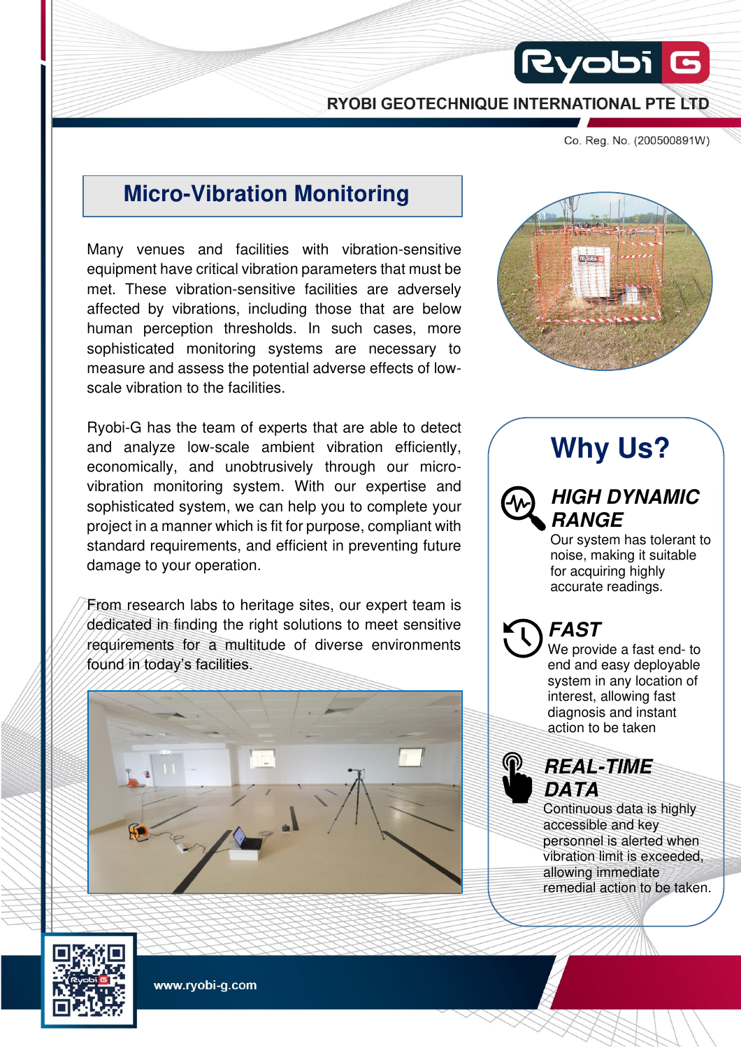RYOBI GEOTECHNIQUE INTERNATIONAL PTE LTD

Co. Reg. No. (200500891W)

# Micro-Vibration Monitoring

Many venues and facilities with vibration-sensitive equipment have critical vibration parameters that must be met. These vibration-sensitive facilities are adversely affected by vibrations, including those that are below human perception thresholds. In such cases, more sophisticated monitoring systems are necessary to measure and assess the potential adverse effects of low-scale vibration to the facilities.

Ryobi-G has the team of experts that are able to detect and analyze low-scale ambient vibration efficiently, economically, and unobtrusively through our micro-vibration monitoring system. With our expertise and sophisticated system, we can help you to complete your project in a manner which is fit for purpose, compliant with standard requirements, and efficient in preventing future damage to your operation.

From research labs to heritage sites, our expert team is dedicated in finding the right solutions to meet sensitive requirements for a multitude of diverse environments found in today's facilities.

## Why Us?

### *HIGH DYNAMIC RANGE*

Our system has tolerant to noise, making it suitable for acquiring highly accurate readings.

### *FAST*

We provide a fast end- to end and easy deployable system in any location of interest, allowing fast diagnosis and instant action to be taken

### *REAL-TIME DATA*

Continuous data is highly accessible and key personnel is alerted when vibration limit is exceeded, allowing immediate remedial action to be taken.

www.ryobi-g.com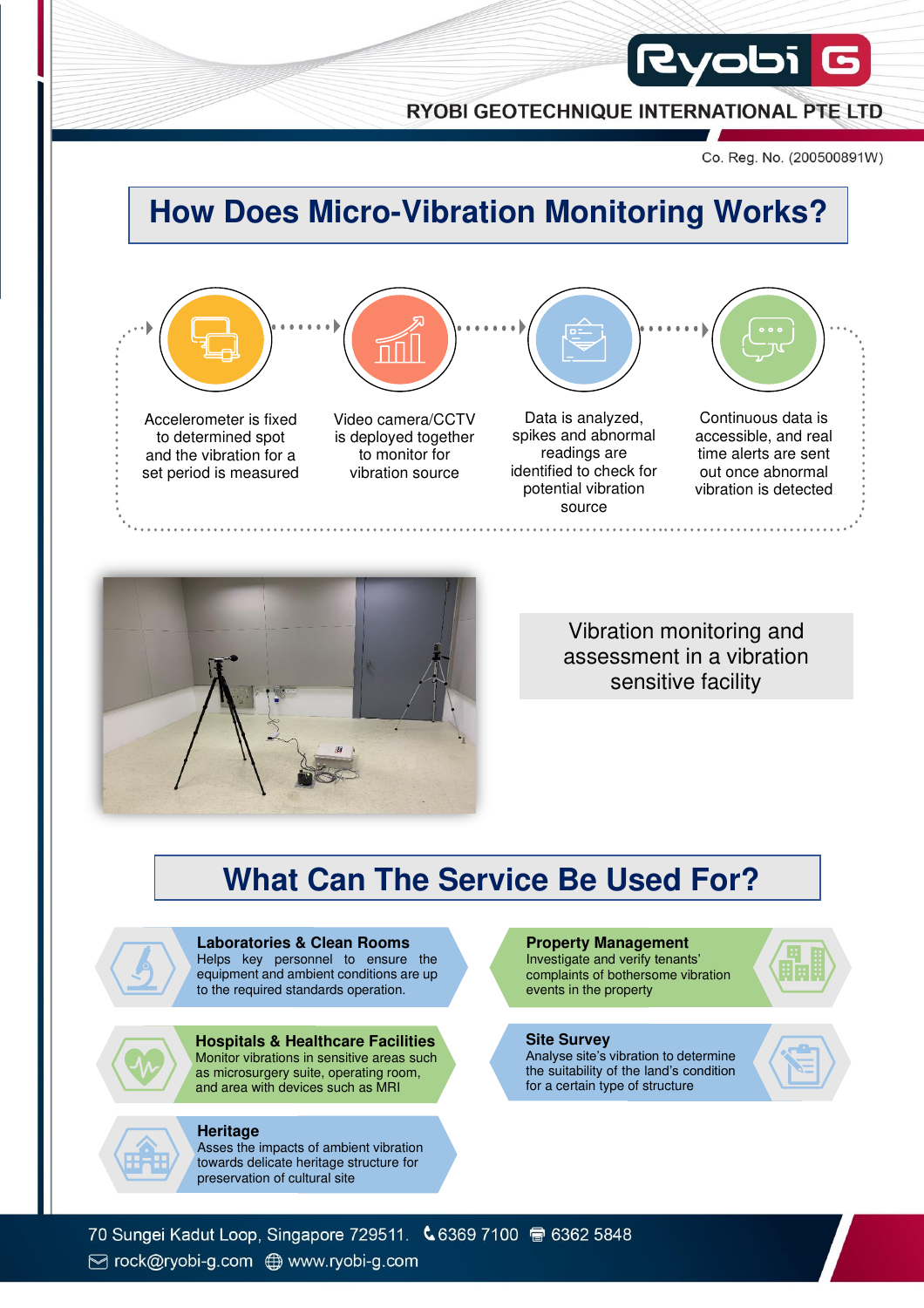RYOBI GEOTECHNIQUE INTERNATIONAL PTE LTD

Co. Reg. No. (200500891W)

# How Does Micro-Vibration Monitoring Works?

1. Accelerometer is fixed to determined spot and the vibration for a set period is measured
2. Video camera/CCTV is deployed together to monitor for vibration source
3. Data is analyzed, spikes and abnormal readings are identified to check for potential vibration source
4. Continuous data is accessible, and real time alerts are sent out once abnormal vibration is detected

Vibration monitoring and assessment in a vibration sensitive facility

# What Can The Service Be Used For?

**Laboratories & Clean Rooms**
Helps key personnel to ensure the equipment and ambient conditions are up to the required standards operation.

**Property Management**
Investigate and verify tenants' complaints of bothersome vibration events in the property

**Hospitals & Healthcare Facilities**
Monitor vibrations in sensitive areas such as microsurgery suite, operating room, and area with devices such as MRI

**Site Survey**
Analyse site's vibration to determine the suitability of the land's condition for a certain type of structure

**Heritage**
Asses the impacts of ambient vibration towards delicate heritage structure for preservation of cultural site

70 Sungei Kadut Loop, Singapore 729511. 6369 7100 6362 5848
rock@ryobi-g.com www.ryobi-g.com